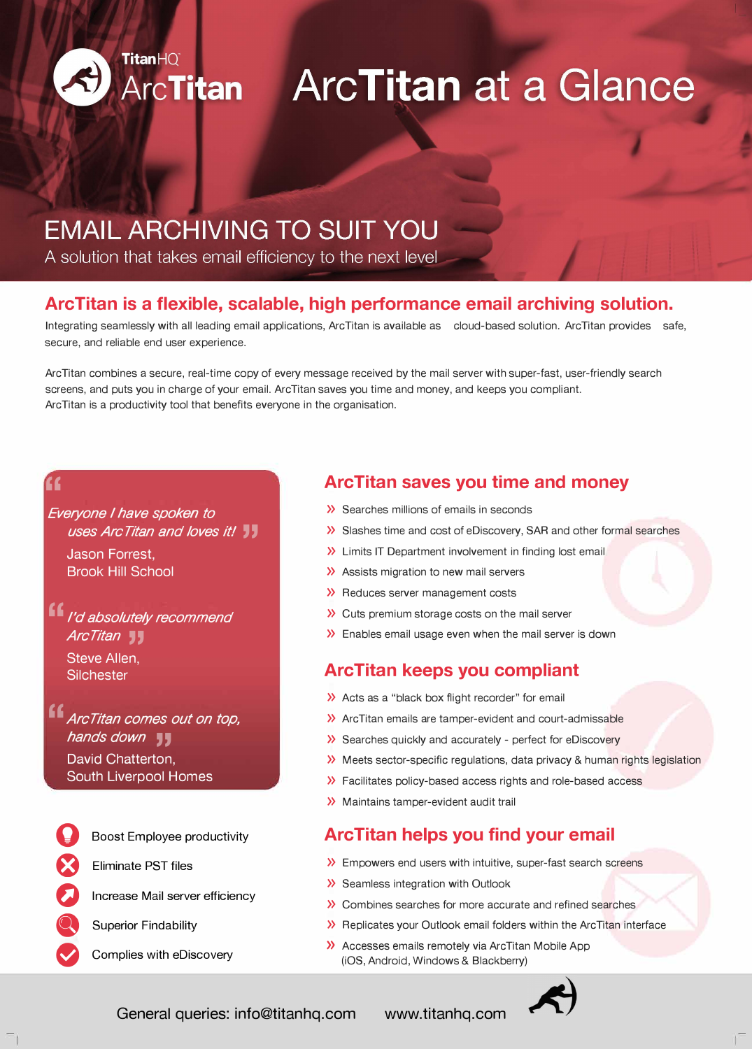TitanHQ ArcTitan

# ArcTitan at a Glance

## EMAIL ARCHIVING TO SUIT YOU

A solution that takes email efficiency to the next level

## ArcTitan is a flexible, scalable, high performance email archiving solution.

Integrating seamlessly with all leading email applications, ArcTitan is available as   cloud-based solution. ArcTitan provides   safe, secure, and reliable end user experience.

ArcTitan combines a secure, real-time copy of every message received by the mail server with super-fast, user-friendly search screens, and puts you in charge of your email. ArcTitan saves you time and money, and keeps you compliant.
ArcTitan is a productivity tool that benefits everyone in the organisation.

> *"Everyone I have spoken to uses ArcTitan and loves it!"*
> Jason Forrest,
> Brook Hill School

> *"I'd absolutely recommend ArcTitan"*
> Steve Allen,
> Silchester

> *"ArcTitan comes out on top, hands down"*
> David Chatterton,
> South Liverpool Homes

- Boost Employee productivity
- Eliminate PST files
- Increase Mail server efficiency
- Superior Findability
- Complies with eDiscovery

## ArcTitan saves you time and money

- Searches millions of emails in seconds
- Slashes time and cost of eDiscovery, SAR and other formal searches
- Limits IT Department involvement in finding lost email
- Assists migration to new mail servers
- Reduces server management costs
- Cuts premium storage costs on the mail server
- Enables email usage even when the mail server is down

## ArcTitan keeps you compliant

- Acts as a "black box flight recorder" for email
- ArcTitan emails are tamper-evident and court-admissable
- Searches quickly and accurately - perfect for eDiscovery
- Meets sector-specific regulations, data privacy & human rights legislation
- Facilitates policy-based access rights and role-based access
- Maintains tamper-evident audit trail

## ArcTitan helps you find your email

- Empowers end users with intuitive, super-fast search screens
- Seamless integration with Outlook
- Combines searches for more accurate and refined searches
- Replicates your Outlook email folders within the ArcTitan interface
- Accesses emails remotely via ArcTitan Mobile App (iOS, Android, Windows & Blackberry)

General queries: info@titanhq.com www.titanhq.com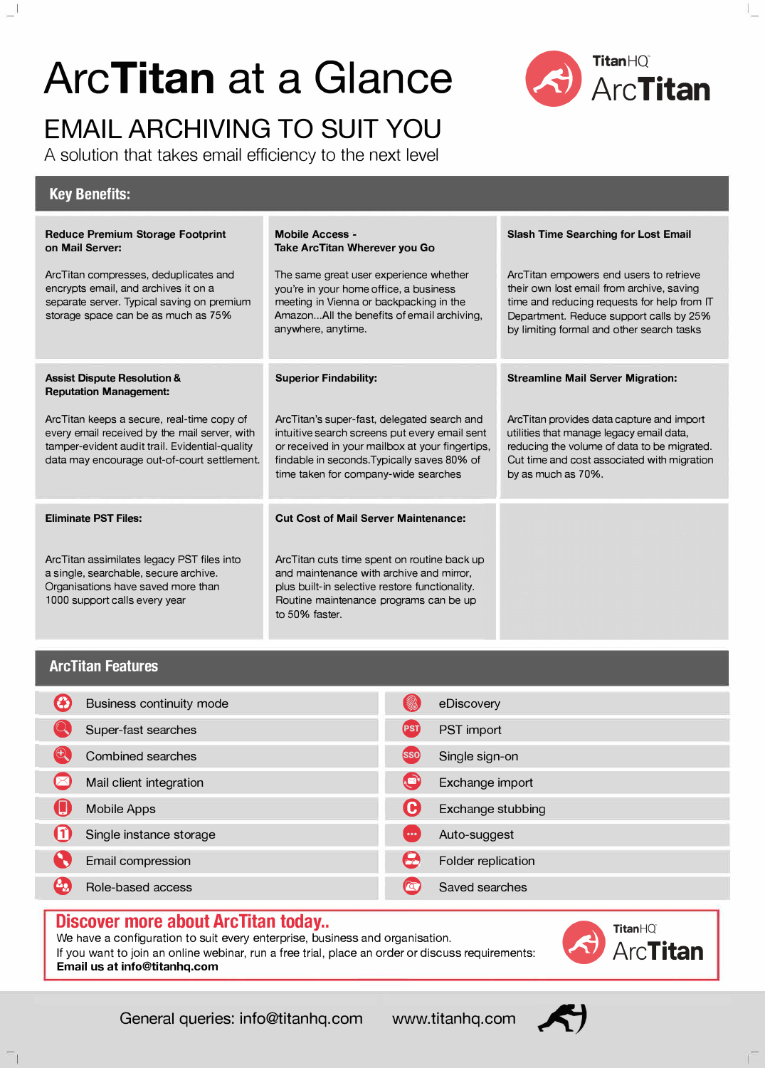# ArcTitan at a Glance

## EMAIL ARCHIVING TO SUIT YOU

A solution that takes email efficiency to the next level

TitanHQ ArcTitan

## Key Benefits:

**Reduce Premium Storage Footprint on Mail Server:**

ArcTitan compresses, deduplicates and encrypts email, and archives it on a separate server. Typical saving on premium storage space can be as much as 75%

**Mobile Access - Take ArcTitan Wherever you Go**

The same great user experience whether you're in your home office, a business meeting in Vienna or backpacking in the Amazon...All the benefits of email archiving, anywhere, anytime.

**Slash Time Searching for Lost Email**

ArcTitan empowers end users to retrieve their own lost email from archive, saving time and reducing requests for help from IT Department. Reduce support calls by 25% by limiting formal and other search tasks

**Assist Dispute Resolution & Reputation Management:**

ArcTitan keeps a secure, real-time copy of every email received by the mail server, with tamper-evident audit trail. Evidential-quality data may encourage out-of-court settlement.

**Superior Findability:**

ArcTitan's super-fast, delegated search and intuitive search screens put every email sent or received in your mailbox at your fingertips, findable in seconds.Typically saves 80% of time taken for company-wide searches

**Streamline Mail Server Migration:**

ArcTitan provides data capture and import utilities that manage legacy email data, reducing the volume of data to be migrated. Cut time and cost associated with migration by as much as 70%.

**Eliminate PST Files:**

ArcTitan assimilates legacy PST files into a single, searchable, secure archive. Organisations have saved more than 1000 support calls every year

**Cut Cost of Mail Server Maintenance:**

ArcTitan cuts time spent on routine back up and maintenance with archive and mirror, plus built-in selective restore functionality. Routine maintenance programs can be up to 50% faster.

## ArcTitan Features

| | |
|---|---|
| Business continuity mode | eDiscovery |
| Super-fast searches | PST import |
| Combined searches | Single sign-on |
| Mail client integration | Exchange import |
| Mobile Apps | Exchange stubbing |
| Single instance storage | Auto-suggest |
| Email compression | Folder replication |
| Role-based access | Saved searches |

**Discover more about ArcTitan today..**

We have a configuration to suit every enterprise, business and organisation.
If you want to join an online webinar, run a free trial, place an order or discuss requirements:
**Email us at info@titanhq.com**

TitanHQ ArcTitan

General queries: info@titanhq.com www.titanhq.com